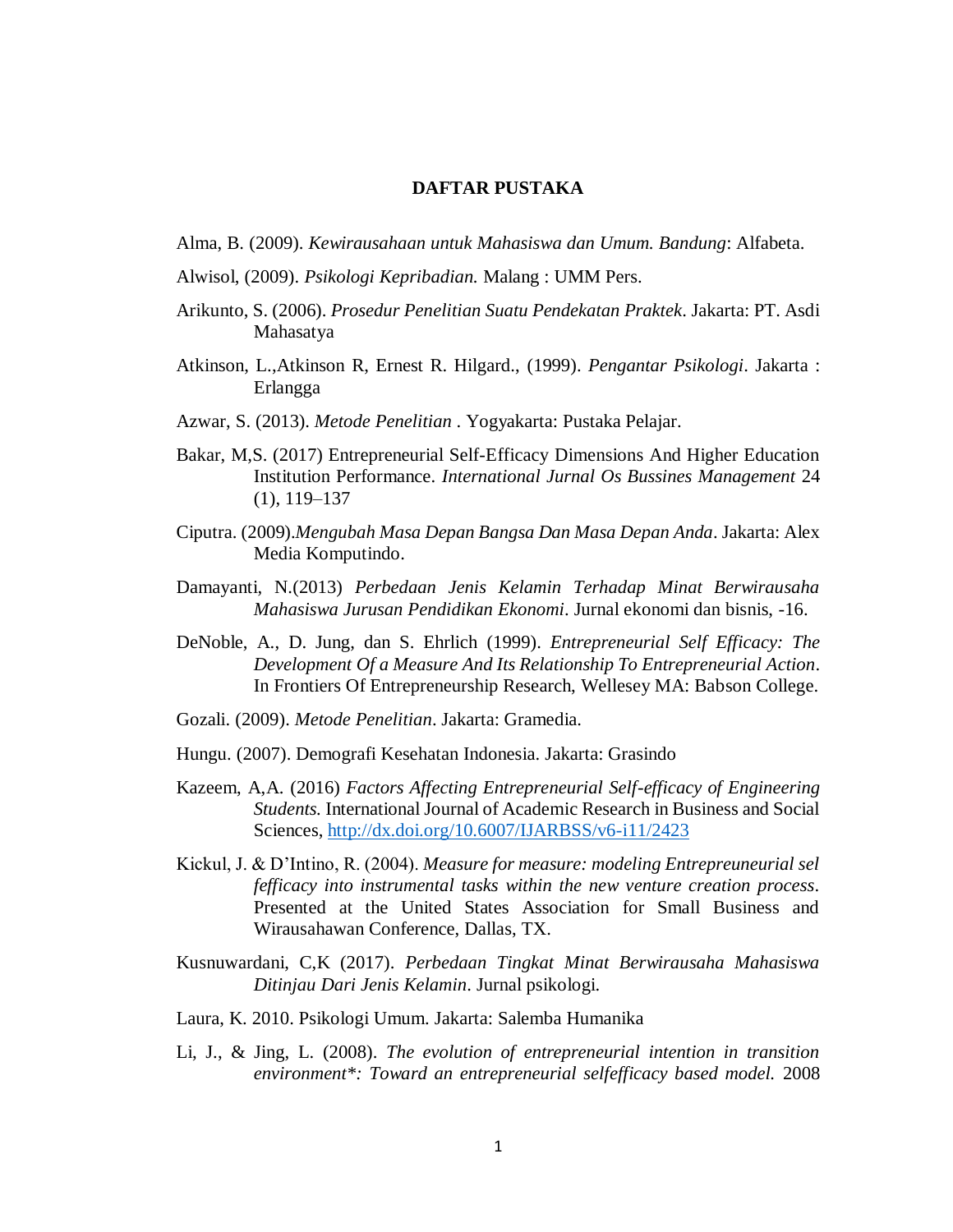# DAFTAR PUSTAKA

Alma, B. (2009). *Kewirausahaan untuk Mahasiswa dan Umum. Bandung*: Alfabeta.

Alwisol, (2009). *Psikologi Kepribadian.* Malang : UMM Pers.

Arikunto, S. (2006). *Prosedur Penelitian Suatu Pendekatan Praktek*. Jakarta: PT. Asdi Mahasatya

Atkinson, L.,Atkinson R, Ernest R. Hilgard., (1999). *Pengantar Psikologi*. Jakarta : Erlangga

Azwar, S. (2013). *Metode Penelitian* . Yogyakarta: Pustaka Pelajar.

Bakar, M,S. (2017) Entrepreneurial Self-Efficacy Dimensions And Higher Education Institution Performance. *International Jurnal Os Bussines Management* 24 (1), 119–137

Ciputra. (2009).*Mengubah Masa Depan Bangsa Dan Masa Depan Anda*. Jakarta: Alex Media Komputindo.

Damayanti, N.(2013) *Perbedaan Jenis Kelamin Terhadap Minat Berwirausaha Mahasiswa Jurusan Pendidikan Ekonomi*. Jurnal ekonomi dan bisnis, -16.

DeNoble, A., D. Jung, dan S. Ehrlich (1999). *Entrepreneurial Self Efficacy: The Development Of a Measure And Its Relationship To Entrepreneurial Action*. In Frontiers Of Entrepreneurship Research, Wellesey MA: Babson College.

Gozali. (2009). *Metode Penelitian*. Jakarta: Gramedia.

Hungu. (2007). Demografi Kesehatan Indonesia. Jakarta: Grasindo

Kazeem, A,A. (2016) *Factors Affecting Entrepreneurial Self-efficacy of Engineering Students.* International Journal of Academic Research in Business and Social Sciences, http://dx.doi.org/10.6007/IJARBSS/v6-i11/2423

Kickul, J. & D'Intino, R. (2004). *Measure for measure: modeling Entrepreuneurial sel fefficacy into instrumental tasks within the new venture creation process*. Presented at the United States Association for Small Business and Wirausahawan Conference, Dallas, TX.

Kusnuwardani, C,K (2017). *Perbedaan Tingkat Minat Berwirausaha Mahasiswa Ditinjau Dari Jenis Kelamin*. Jurnal psikologi.

Laura, K. 2010. Psikologi Umum. Jakarta: Salemba Humanika

Li, J., & Jing, L. (2008). *The evolution of entrepreneurial intention in transition environment*: Toward an entrepreneurial selfefficacy based model.* 2008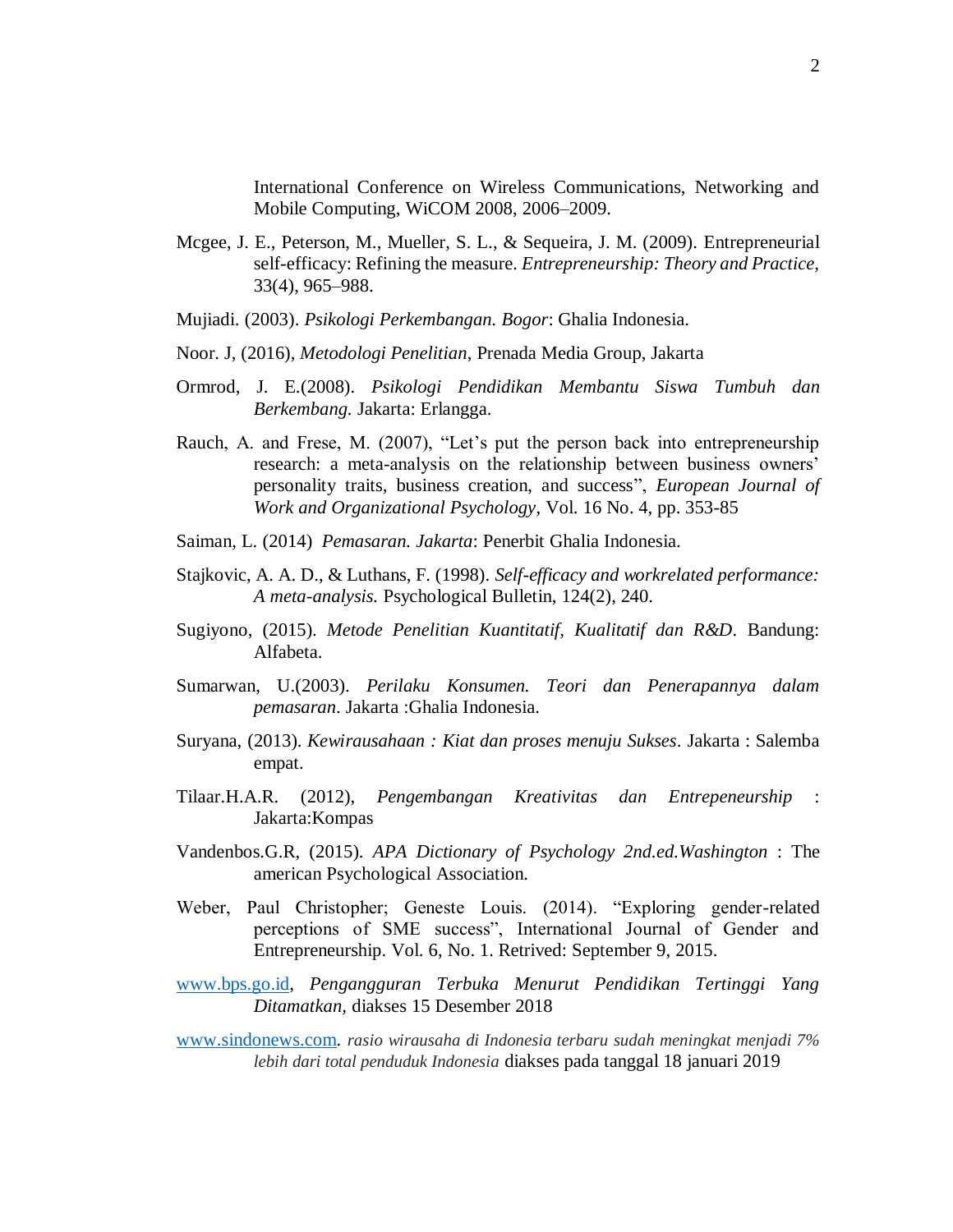International Conference on Wireless Communications, Networking and Mobile Computing, WiCOM 2008, 2006–2009.

Mcgee, J. E., Peterson, M., Mueller, S. L., & Sequeira, J. M. (2009). Entrepreneurial self-efficacy: Refining the measure. *Entrepreneurship: Theory and Practice*, 33(4), 965–988.

Mujiadi. (2003). *Psikologi Perkembangan. Bogor*: Ghalia Indonesia.

Noor. J, (2016), *Metodologi Penelitian*, Prenada Media Group, Jakarta

Ormrod, J. E.(2008). *Psikologi Pendidikan Membantu Siswa Tumbuh dan Berkembang.* Jakarta: Erlangga.

Rauch, A. and Frese, M. (2007), "Let's put the person back into entrepreneurship research: a meta-analysis on the relationship between business owners' personality traits, business creation, and success", *European Journal of Work and Organizational Psychology*, Vol. 16 No. 4, pp. 353-85

Saiman, L. (2014) *Pemasaran. Jakarta*: Penerbit Ghalia Indonesia.

Stajkovic, A. A. D., & Luthans, F. (1998). *Self-efficacy and workrelated performance: A meta-analysis.* Psychological Bulletin, 124(2), 240.

Sugiyono, (2015). *Metode Penelitian Kuantitatif, Kualitatif dan R&D*. Bandung: Alfabeta.

Sumarwan, U.(2003). *Perilaku Konsumen. Teori dan Penerapannya dalam pemasaran*. Jakarta :Ghalia Indonesia.

Suryana, (2013). *Kewirausahaan : Kiat dan proses menuju Sukses*. Jakarta : Salemba empat.

Tilaar.H.A.R. (2012), *Pengembangan Kreativitas dan Entrepeneurship* : Jakarta:Kompas

Vandenbos.G.R, (2015). *APA Dictionary of Psychology 2nd.ed.Washington* : The american Psychological Association.

Weber, Paul Christopher; Geneste Louis. (2014). "Exploring gender-related perceptions of SME success", International Journal of Gender and Entrepreneurship. Vol. 6, No. 1. Retrived: September 9, 2015.

www.bps.go.id, *Pengangguran Terbuka Menurut Pendidikan Tertinggi Yang Ditamatkan*, diakses 15 Desember 2018

www.sindonews.com. *rasio wirausaha di Indonesia terbaru sudah meningkat menjadi 7% lebih dari total penduduk Indonesia* diakses pada tanggal 18 januari 2019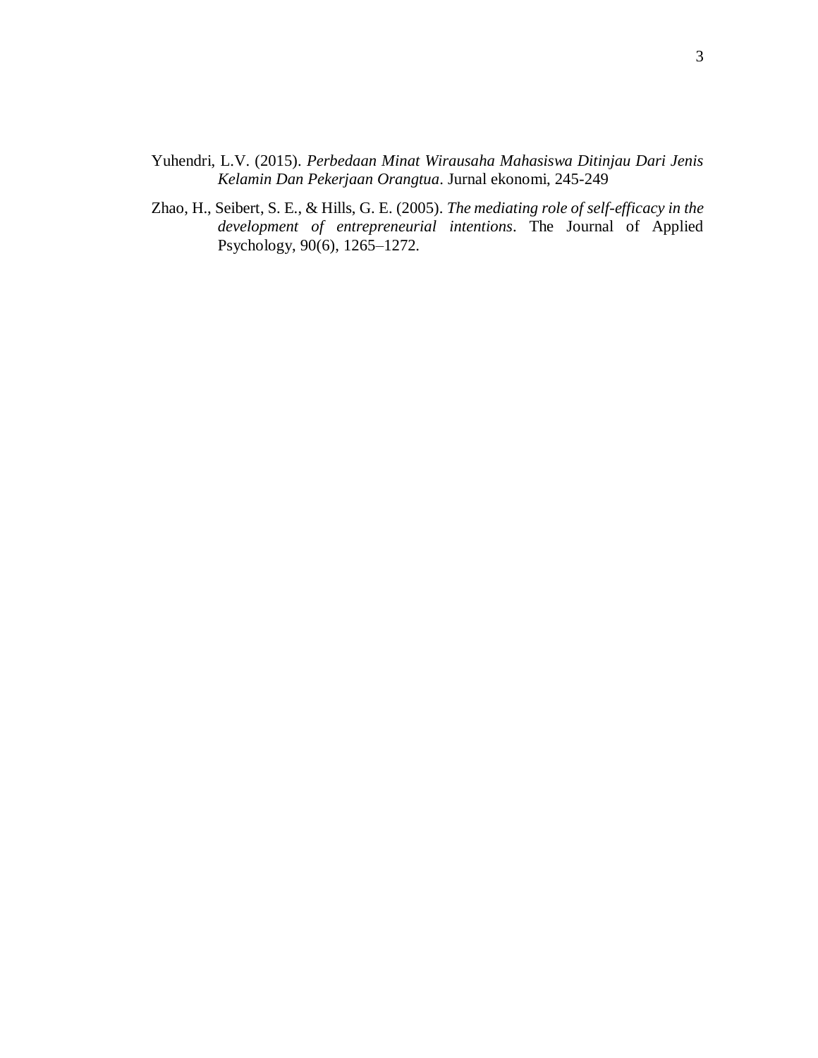Yuhendri, L.V. (2015). *Perbedaan Minat Wirausaha Mahasiswa Ditinjau Dari Jenis Kelamin Dan Pekerjaan Orangtua*. Jurnal ekonomi, 245-249

Zhao, H., Seibert, S. E., & Hills, G. E. (2005). *The mediating role of self-efficacy in the development of entrepreneurial intentions*. The Journal of Applied Psychology, 90(6), 1265–1272.